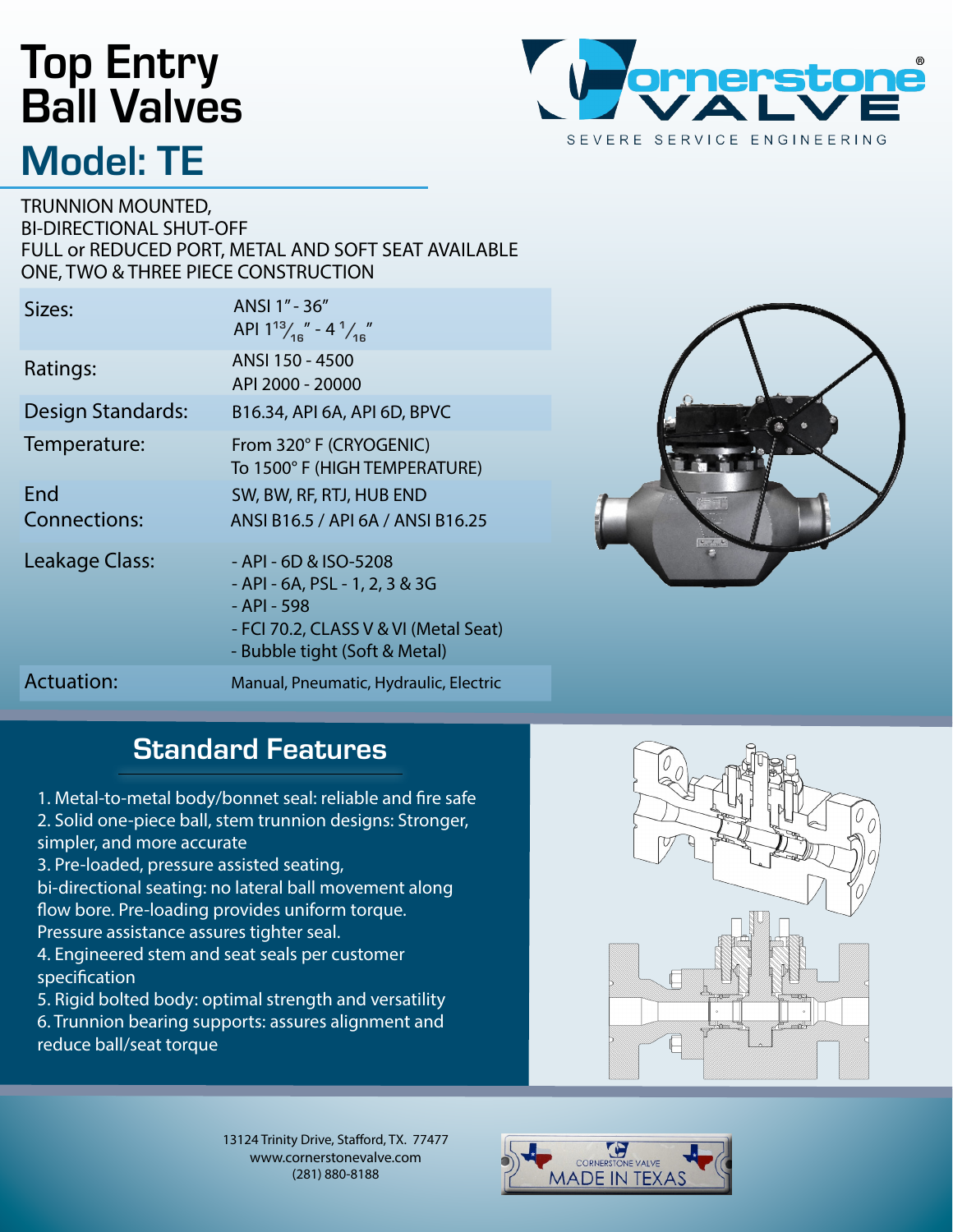# Top Entry Ball Valves

## Model: TE

Cornerstone VALVE
SEVERE SERVICE ENGINEERING

TRUNNION MOUNTED,
BI-DIRECTIONAL SHUT-OFF
FULL or REDUCED PORT, METAL AND SOFT SEAT AVAILABLE
ONE, TWO & THREE PIECE CONSTRUCTION

| | |
|---|---|
| Sizes: | ANSI 1" - 36"<br>API $1\frac{13}{16}$" - $4\frac{1}{16}$" |
| Ratings: | ANSI 150 - 4500<br>API 2000 - 20000 |
| Design Standards: | B16.34, API 6A, API 6D, BPVC |
| Temperature: | From 320° F (CRYOGENIC)<br>To 1500° F (HIGH TEMPERATURE) |
| End Connections: | SW, BW, RF, RTJ, HUB END<br>ANSI B16.5 / API 6A / ANSI B16.25 |
| Leakage Class: | - API - 6D & ISO-5208<br>- API - 6A, PSL - 1, 2, 3 & 3G<br>- API - 598<br>- FCI 70.2, CLASS V & VI (Metal Seat)<br>- Bubble tight (Soft & Metal) |
| Actuation: | Manual, Pneumatic, Hydraulic, Electric |

## Standard Features

1. Metal-to-metal body/bonnet seal: reliable and fire safe
2. Solid one-piece ball, stem trunnion designs: Stronger, simpler, and more accurate
3. Pre-loaded, pressure assisted seating, bi-directional seating: no lateral ball movement along flow bore. Pre-loading provides uniform torque. Pressure assistance assures tighter seal.
4. Engineered stem and seat seals per customer specification
5. Rigid bolted body: optimal strength and versatility
6. Trunnion bearing supports: assures alignment and reduce ball/seat torque

13124 Trinity Drive, Stafford, TX. 77477
www.cornerstonevalve.com
(281) 880-8188

CORNERSTONE VALVE
MADE IN TEXAS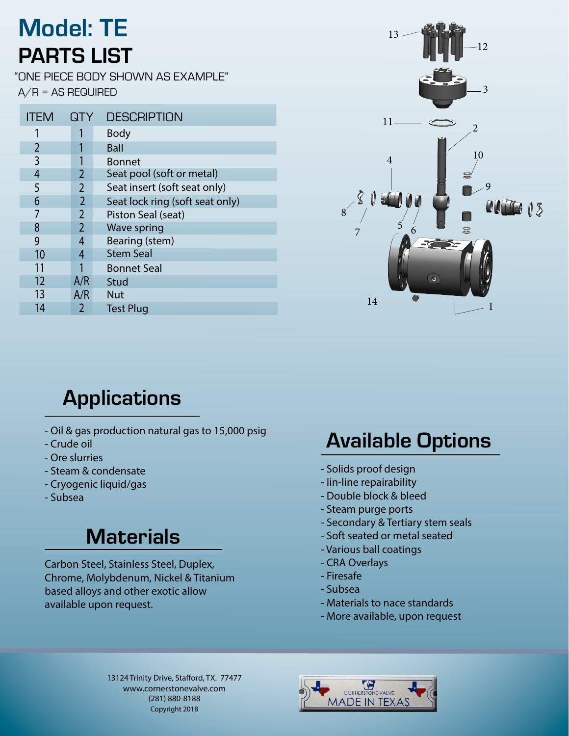# Model: TE

## PARTS LIST

"ONE PIECE BODY SHOWN AS EXAMPLE"

A/R = AS REQUIRED

| ITEM | QTY | DESCRIPTION |
|---|---|---|
| 1 | 1 | Body |
| 2 | 1 | Ball |
| 3 | 1 | Bonnet |
| 4 | 2 | Seat pool (soft or metal) |
| 5 | 2 | Seat insert (soft seat only) |
| 6 | 2 | Seat lock ring (soft seat only) |
| 7 | 2 | Piston Seal (seat) |
| 8 | 2 | Wave spring |
| 9 | 4 | Bearing (stem) |
| 10 | 4 | Stem Seal |
| 11 | 1 | Bonnet Seal |
| 12 | A/R | Stud |
| 13 | A/R | Nut |
| 14 | 2 | Test Plug |

13
12
3
11
2
4
10
9
8
7
5
6
14
1

## Applications

- Oil & gas production natural gas to 15,000 psig
- Crude oil
- Ore slurries
- Steam & condensate
- Cryogenic liquid/gas
- Subsea

## Materials

Carbon Steel, Stainless Steel, Duplex, Chrome, Molybdenum, Nickel & Titanium based alloys and other exotic allow available upon request.

## Available Options

- Solids proof design
- Iin-line repairability
- Double block & bleed
- Steam purge ports
- Secondary & Tertiary stem seals
- Soft seated or metal seated
- Various ball coatings
- CRA Overlays
- Firesafe
- Subsea
- Materials to nace standards
- More available, upon request

13124 Trinity Drive, Stafford, TX. 77477
www.cornerstonevalve.com
(281) 880-8188
Copyright 2018

CORNERSTONE VALVE
MADE IN TEXAS